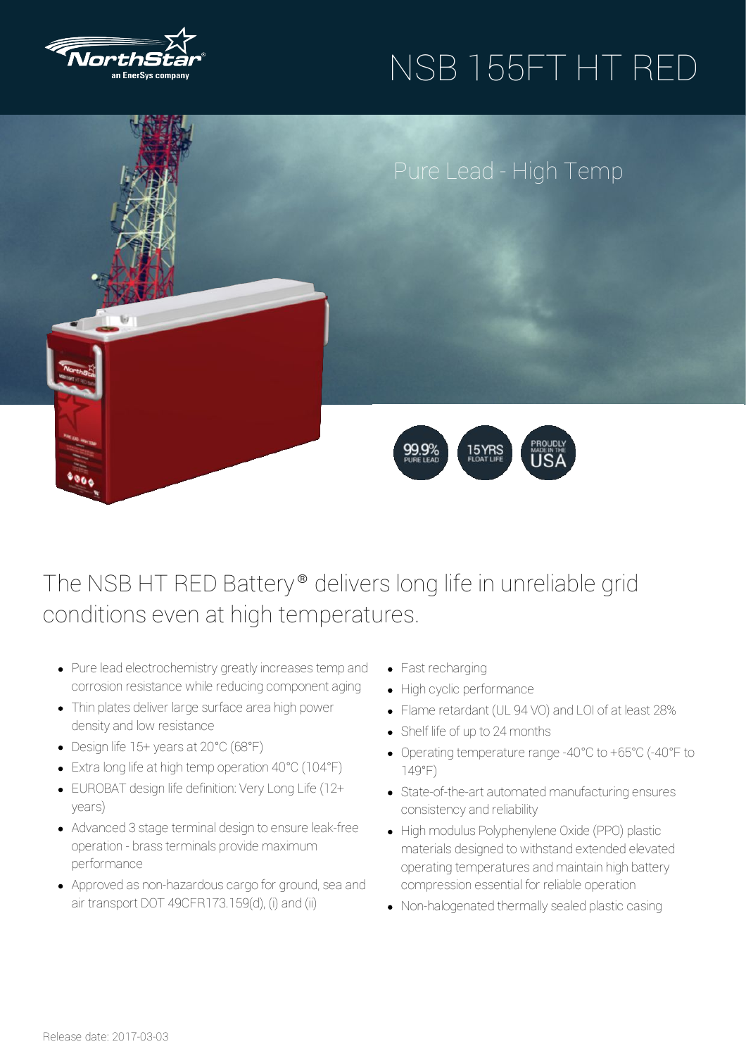# NSB 155FT HT RED

## Pure Lead - High Temp

99.9% PURE LEAD

15YRS FLOAT LIFE

PROUDLY MADE IN THE USA

## The NSB HT RED Battery® delivers long life in unreliable grid conditions even at high temperatures.

- Pure lead electrochemistry greatly increases temp and corrosion resistance while reducing component aging
- Thin plates deliver large surface area high power density and low resistance
- Design life 15+ years at 20°C (68°F)
- Extra long life at high temp operation 40°C (104°F)
- EUROBAT design life definition: Very Long Life (12+ years)
- Advanced 3 stage terminal design to ensure leak-free operation - brass terminals provide maximum performance
- Approved as non-hazardous cargo for ground, sea and air transport DOT 49CFR173.159(d), (i) and (ii)
- Fast recharging
- High cyclic performance
- Flame retardant (UL 94 VO) and LOI of at least 28%
- Shelf life of up to 24 months
- Operating temperature range -40°C to +65°C (-40°F to 149°F)
- State-of-the-art automated manufacturing ensures consistency and reliability
- High modulus Polyphenylene Oxide (PPO) plastic materials designed to withstand extended elevated operating temperatures and maintain high battery compression essential for reliable operation
- Non-halogenated thermally sealed plastic casing

Release date: 2017-03-03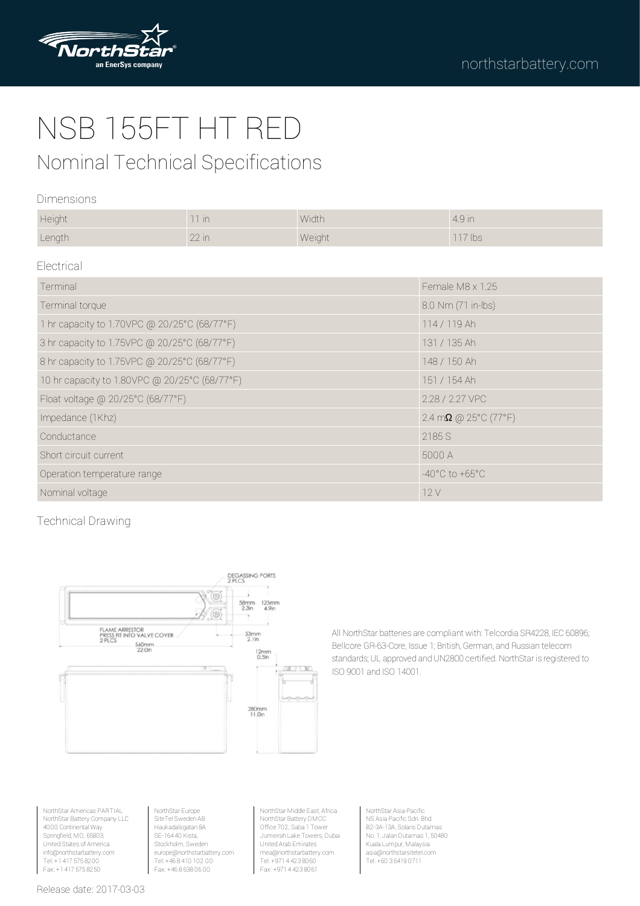northstarbattery.com

# NSB 155FT HT RED

## Nominal Technical Specifications

### Dimensions

| | | | |
|---|---|---|---|
| Height | 11 in | Width | 4.9 in |
| Length | 22 in | Weight | 117 lbs |

### Electrical

| | |
|---|---|
| Terminal | Female M8 x 1.25 |
| Terminal torque | 8.0 Nm (71 in-lbs) |
| 1 hr capacity to 1.70VPC @ 20/25°C (68/77°F) | 114 / 119 Ah |
| 3 hr capacity to 1.75VPC @ 20/25°C (68/77°F) | 131 / 135 Ah |
| 8 hr capacity to 1.75VPC @ 20/25°C (68/77°F) | 148 / 150 Ah |
| 10 hr capacity to 1.80VPC @ 20/25°C (68/77°F) | 151 / 154 Ah |
| Float voltage @ 20/25°C (68/77°F) | 2.28 / 2.27 VPC |
| Impedance (1Khz) | 2.4 mΩ @ 25°C (77°F) |
| Conductance | 2185 S |
| Short circuit current | 5000 A |
| Operation temperature range | -40°C to +65°C |
| Nominal voltage | 12 V |

### Technical Drawing

DEGASSING PORTS
2 PLCS

58mm
2.3in

125mm
4.9in

FLAME ARRESTOR
PRESS FIT INTO VALVE COVER
2 PLCS

560mm
22.0in

53mm
2.1in

12mm
0.5in

280mm
11.0in

All NorthStar batteries are compliant with: Telcordia SR4228, IEC 60896; Bellcore GR-63-Core, Issue 1; British, German, and Russian telecom standards; UL approved and UN2800 certified. NorthStar is registered to ISO 9001 and ISO 14001.

NorthStar Americas PARTIAL
NorthStar Battery Company LLC
4000 Continental Way
Springfield, MO, 65803,
United States of America
info@northstarbattery.com
Tel: +1 417 575 8200
Fax: +1 417 575 8250

NorthStar Europe
SiteTel Sweden AB
Haukadalsgatan 8A
SE-164 40 Kista,
Stockholm, Sweden
europe@northstarbattery.com
Tel: +46 8 410 102 00
Fax: +46 8 638 06 00

NorthStar Middle East, Africa
NorthStar Battery DMCC
Office 702, Saba 1 Tower
Jumeirah Lake Towers, Dubai
United Arab Emirates
mea@northstarbattery.com
Tel: +971 4 423 8060
Fax: +971 4 423 8061

NorthStar Asia-Pacific
NS Asia Pacific Sdn. Bhd.
B2-3A-13A, Solaris Dutamas
No. 1, Jalan Dutamas 1, 50480
Kuala Lumpur, Malaysia
asia@northstarsitetel.com
Tel: +60 3 6419 0711

Release date: 2017-03-03